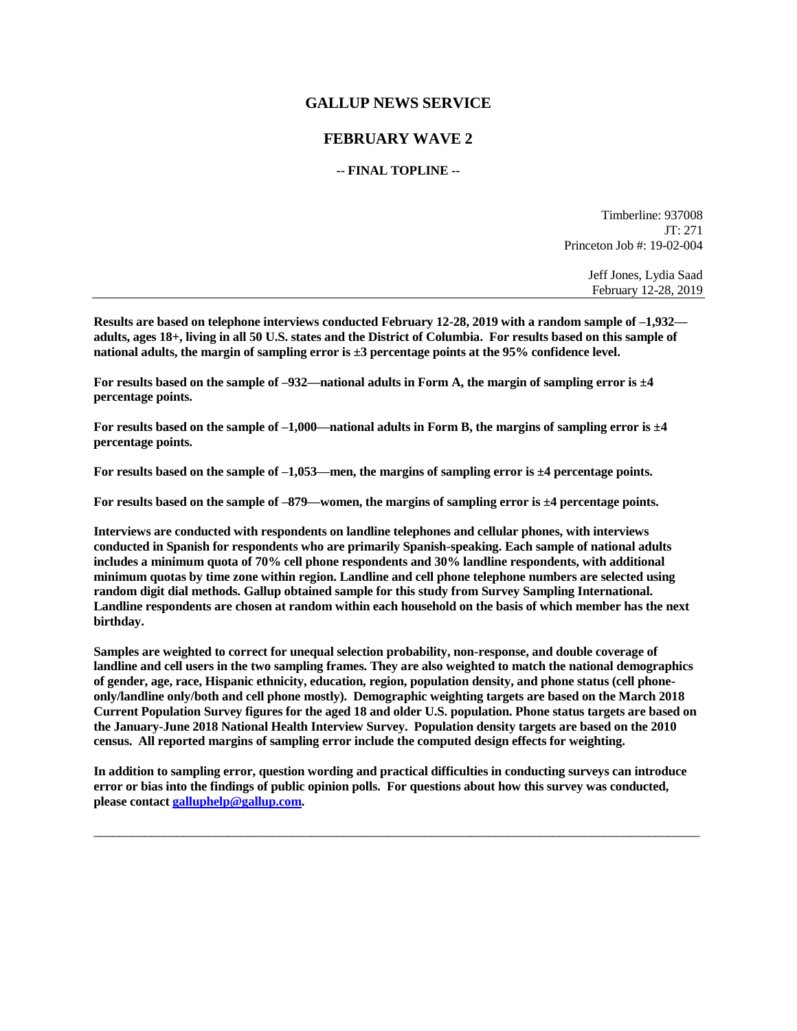# GALLUP NEWS SERVICE

## FEBRUARY WAVE 2

### -- FINAL TOPLINE --

Timberline: 937008
JT: 271
Princeton Job #: 19-02-004

Jeff Jones, Lydia Saad
February 12-28, 2019

---

**Results are based on telephone interviews conducted February 12-28, 2019 with a random sample of –1,932—adults, ages 18+, living in all 50 U.S. states and the District of Columbia. For results based on this sample of national adults, the margin of sampling error is ±3 percentage points at the 95% confidence level.**

**For results based on the sample of –932—national adults in Form A, the margin of sampling error is ±4 percentage points.**

**For results based on the sample of –1,000—national adults in Form B, the margins of sampling error is ±4 percentage points.**

**For results based on the sample of –1,053—men, the margins of sampling error is ±4 percentage points.**

**For results based on the sample of –879—women, the margins of sampling error is ±4 percentage points.**

**Interviews are conducted with respondents on landline telephones and cellular phones, with interviews conducted in Spanish for respondents who are primarily Spanish-speaking. Each sample of national adults includes a minimum quota of 70% cell phone respondents and 30% landline respondents, with additional minimum quotas by time zone within region. Landline and cell phone telephone numbers are selected using random digit dial methods. Gallup obtained sample for this study from Survey Sampling International. Landline respondents are chosen at random within each household on the basis of which member has the next birthday.**

**Samples are weighted to correct for unequal selection probability, non-response, and double coverage of landline and cell users in the two sampling frames. They are also weighted to match the national demographics of gender, age, race, Hispanic ethnicity, education, region, population density, and phone status (cell phone-only/landline only/both and cell phone mostly). Demographic weighting targets are based on the March 2018 Current Population Survey figures for the aged 18 and older U.S. population. Phone status targets are based on the January-June 2018 National Health Interview Survey. Population density targets are based on the 2010 census. All reported margins of sampling error include the computed design effects for weighting.**

**In addition to sampling error, question wording and practical difficulties in conducting surveys can introduce error or bias into the findings of public opinion polls. For questions about how this survey was conducted, please contact galluphelp@gallup.com.**

---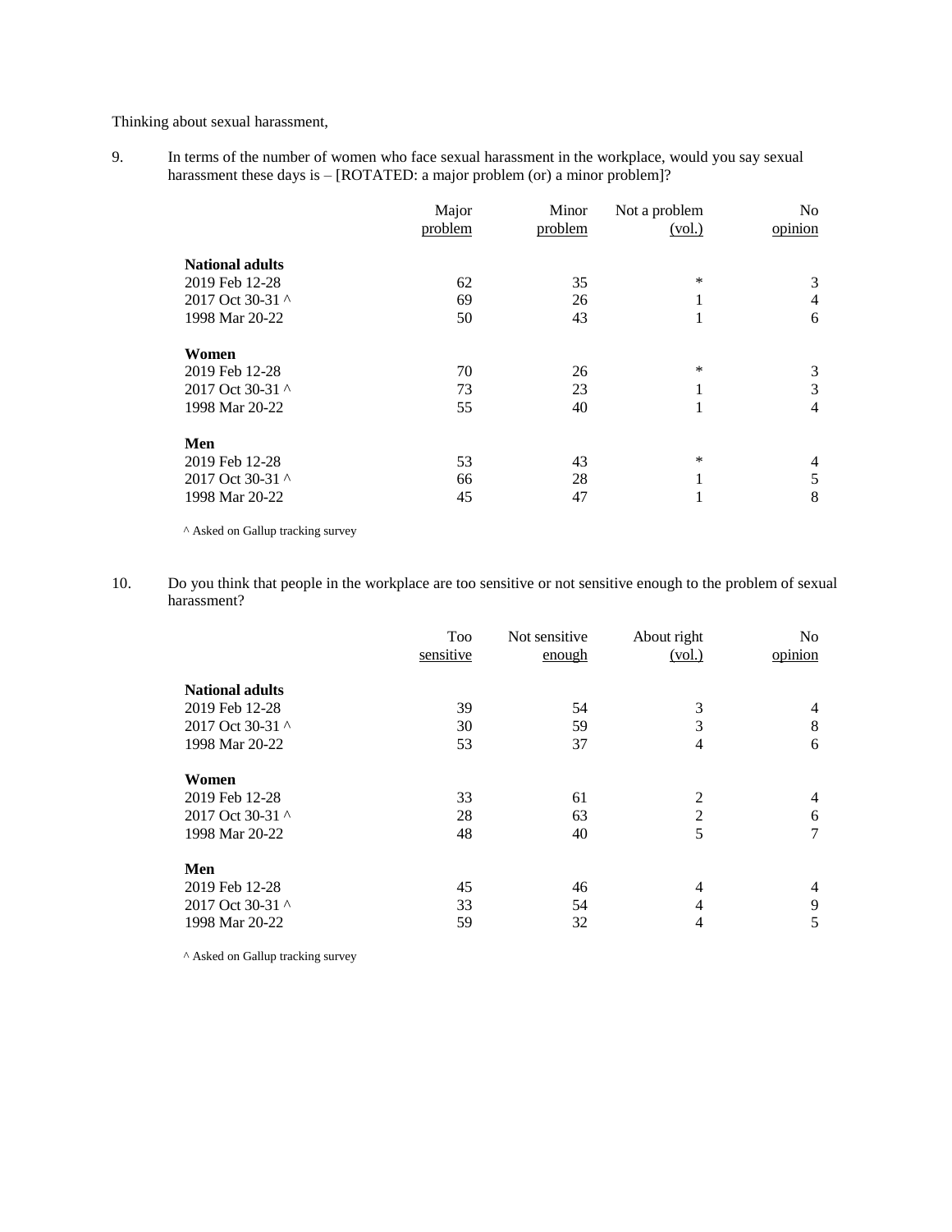Thinking about sexual harassment,

9. In terms of the number of women who face sexual harassment in the workplace, would you say sexual harassment these days is – [ROTATED: a major problem (or) a minor problem]?

| | Major problem | Minor problem | Not a problem (vol.) | No opinion |
|---|---|---|---|---|
| **National adults** | | | | |
| 2019 Feb 12-28 | 62 | 35 | * | 3 |
| 2017 Oct 30-31 ^ | 69 | 26 | 1 | 4 |
| 1998 Mar 20-22 | 50 | 43 | 1 | 6 |
| **Women** | | | | |
| 2019 Feb 12-28 | 70 | 26 | * | 3 |
| 2017 Oct 30-31 ^ | 73 | 23 | 1 | 3 |
| 1998 Mar 20-22 | 55 | 40 | 1 | 4 |
| **Men** | | | | |
| 2019 Feb 12-28 | 53 | 43 | * | 4 |
| 2017 Oct 30-31 ^ | 66 | 28 | 1 | 5 |
| 1998 Mar 20-22 | 45 | 47 | 1 | 8 |

^ Asked on Gallup tracking survey

10. Do you think that people in the workplace are too sensitive or not sensitive enough to the problem of sexual harassment?

| | Too sensitive | Not sensitive enough | About right (vol.) | No opinion |
|---|---|---|---|---|
| **National adults** | | | | |
| 2019 Feb 12-28 | 39 | 54 | 3 | 4 |
| 2017 Oct 30-31 ^ | 30 | 59 | 3 | 8 |
| 1998 Mar 20-22 | 53 | 37 | 4 | 6 |
| **Women** | | | | |
| 2019 Feb 12-28 | 33 | 61 | 2 | 4 |
| 2017 Oct 30-31 ^ | 28 | 63 | 2 | 6 |
| 1998 Mar 20-22 | 48 | 40 | 5 | 7 |
| **Men** | | | | |
| 2019 Feb 12-28 | 45 | 46 | 4 | 4 |
| 2017 Oct 30-31 ^ | 33 | 54 | 4 | 9 |
| 1998 Mar 20-22 | 59 | 32 | 4 | 5 |

^ Asked on Gallup tracking survey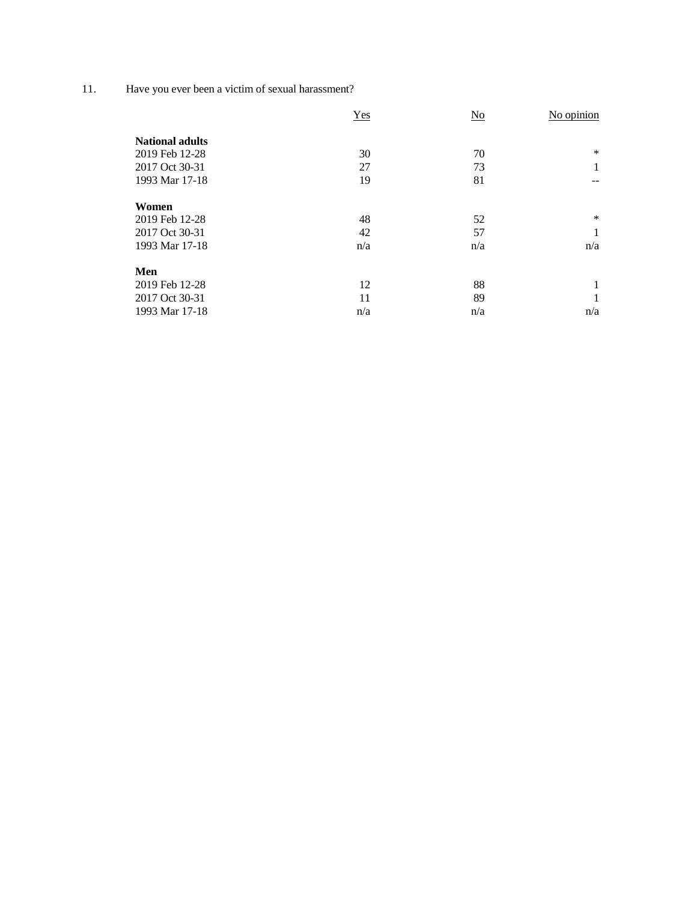11. Have you ever been a victim of sexual harassment?

| | Yes | No | No opinion |
|---|---|---|---|
| **National adults** | | | |
| 2019 Feb 12-28 | 30 | 70 | * |
| 2017 Oct 30-31 | 27 | 73 | 1 |
| 1993 Mar 17-18 | 19 | 81 | -- |
| **Women** | | | |
| 2019 Feb 12-28 | 48 | 52 | * |
| 2017 Oct 30-31 | 42 | 57 | 1 |
| 1993 Mar 17-18 | n/a | n/a | n/a |
| **Men** | | | |
| 2019 Feb 12-28 | 12 | 88 | 1 |
| 2017 Oct 30-31 | 11 | 89 | 1 |
| 1993 Mar 17-18 | n/a | n/a | n/a |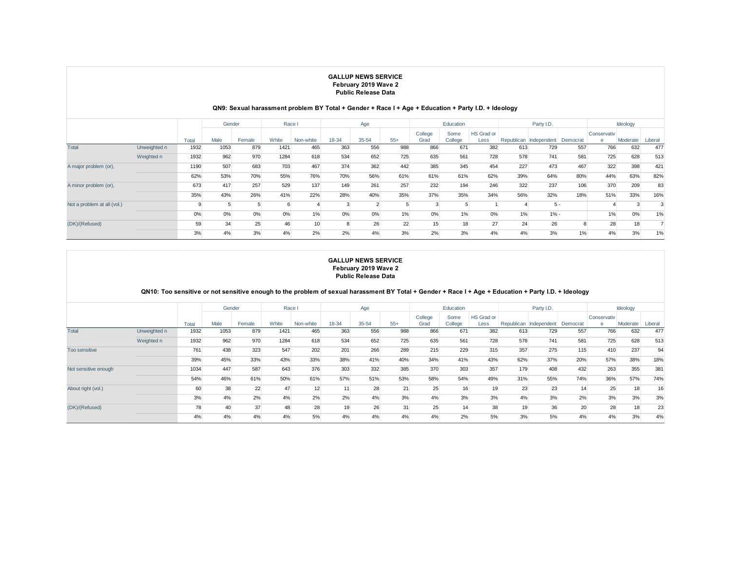**GALLUP NEWS SERVICE**
**February 2019 Wave 2**
**Public Release Data**

**QN9: Sexual harassment problem BY Total + Gender + Race I + Age + Education + Party I.D. + Ideology**

| | | | Gender | | Race I | | Age | | | Education | | | Party I.D. | | | Ideology | | |
|---|---|---|---|---|---|---|---|---|---|---|---|---|---|---|---|---|---|---|
| | | Total | Male | Female | White | Non-white | 18-34 | 35-54 | 55+ | College Grad | Some College | HS Grad or Less | Republican | Independent | Democrat | Conservative | Moderate | Liberal |
| Total | Unweighted n | 1932 | 1053 | 879 | 1421 | 465 | 363 | 556 | 988 | 866 | 671 | 382 | 613 | 729 | 557 | 766 | 632 | 477 |
| | Weighted n | 1932 | 962 | 970 | 1284 | 618 | 534 | 652 | 725 | 635 | 561 | 728 | 578 | 741 | 581 | 725 | 628 | 513 |
| A major problem (or), | | 1190 | 507 | 683 | 703 | 467 | 374 | 362 | 442 | 385 | 345 | 454 | 227 | 473 | 467 | 322 | 398 | 421 |
| | | 62% | 53% | 70% | 55% | 76% | 70% | 56% | 61% | 61% | 61% | 62% | 39% | 64% | 80% | 44% | 63% | 82% |
| A minor problem (or), | | 673 | 417 | 257 | 529 | 137 | 149 | 261 | 257 | 232 | 194 | 246 | 322 | 237 | 106 | 370 | 209 | 83 |
| | | 35% | 43% | 26% | 41% | 22% | 28% | 40% | 35% | 37% | 35% | 34% | 56% | 32% | 18% | 51% | 33% | 16% |
| Not a problem at all (vol.) | | 9 | 5 | 5 | 6 | 4 | 3 | 2 | 5 | 3 | 5 | 1 | 4 | 5 | - | 4 | 3 | 3 |
| | | 0% | 0% | 0% | 0% | 1% | 0% | 0% | 1% | 0% | 1% | 0% | 1% | 1% | - | 1% | 0% | 1% |
| (DK)/(Refused) | | 59 | 34 | 25 | 46 | 10 | 8 | 26 | 22 | 15 | 18 | 27 | 24 | 26 | 8 | 28 | 18 | 7 |
| | | 3% | 4% | 3% | 4% | 2% | 2% | 4% | 3% | 2% | 3% | 4% | 4% | 3% | 1% | 4% | 3% | 1% |

**GALLUP NEWS SERVICE**
**February 2019 Wave 2**
**Public Release Data**

**QN10: Too sensitive or not sensitive enough to the problem of sexual harassment BY Total + Gender + Race I + Age + Education + Party I.D. + Ideology**

| | | | Gender | | Race I | | Age | | | Education | | | Party I.D. | | | Ideology | | |
|---|---|---|---|---|---|---|---|---|---|---|---|---|---|---|---|---|---|---|
| | | Total | Male | Female | White | Non-white | 18-34 | 35-54 | 55+ | College Grad | Some College | HS Grad or Less | Republican | Independent | Democrat | Conservative | Moderate | Liberal |
| Total | Unweighted n | 1932 | 1053 | 879 | 1421 | 465 | 363 | 556 | 988 | 866 | 671 | 382 | 613 | 729 | 557 | 766 | 632 | 477 |
| | Weighted n | 1932 | 962 | 970 | 1284 | 618 | 534 | 652 | 725 | 635 | 561 | 728 | 578 | 741 | 581 | 725 | 628 | 513 |
| Too sensitive | | 761 | 438 | 323 | 547 | 202 | 201 | 266 | 289 | 215 | 229 | 315 | 357 | 275 | 115 | 410 | 237 | 94 |
| | | 39% | 45% | 33% | 43% | 33% | 38% | 41% | 40% | 34% | 41% | 43% | 62% | 37% | 20% | 57% | 38% | 18% |
| Not sensitive enough | | 1034 | 447 | 587 | 643 | 376 | 303 | 332 | 385 | 370 | 303 | 357 | 179 | 408 | 432 | 263 | 355 | 381 |
| | | 54% | 46% | 61% | 50% | 61% | 57% | 51% | 53% | 58% | 54% | 49% | 31% | 55% | 74% | 36% | 57% | 74% |
| About right (vol.) | | 60 | 38 | 22 | 47 | 12 | 11 | 28 | 21 | 25 | 16 | 19 | 23 | 23 | 14 | 25 | 18 | 16 |
| | | 3% | 4% | 2% | 4% | 2% | 2% | 4% | 3% | 4% | 3% | 3% | 4% | 3% | 2% | 3% | 3% | 3% |
| (DK)/(Refused) | | 78 | 40 | 37 | 48 | 28 | 19 | 26 | 31 | 25 | 14 | 38 | 19 | 36 | 20 | 28 | 18 | 23 |
| | | 4% | 4% | 4% | 4% | 5% | 4% | 4% | 4% | 4% | 2% | 5% | 3% | 5% | 4% | 4% | 3% | 4% |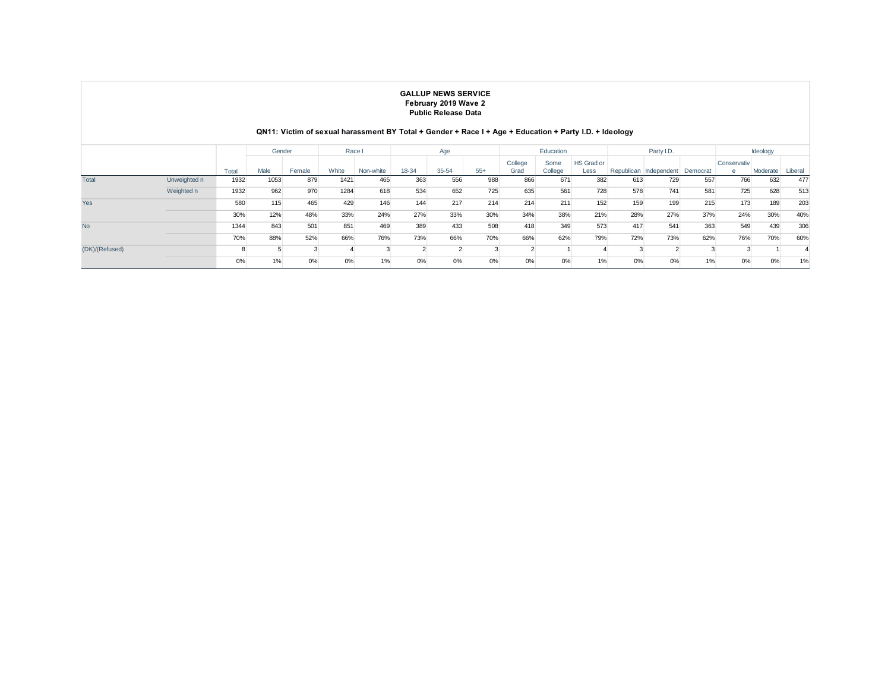**GALLUP NEWS SERVICE**
**February 2019 Wave 2**
**Public Release Data**

**QN11: Victim of sexual harassment BY Total + Gender + Race I + Age + Education + Party I.D. + Ideology**

| | | | Gender | | Race I | | Age | | | Education | | | Party I.D. | | | Ideology | | |
|---|---|---|---|---|---|---|---|---|---|---|---|---|---|---|---|---|---|---|
| | | Total | Male | Female | White | Non-white | 18-34 | 35-54 | 55+ | College Grad | Some College | HS Grad or Less | Republican | Independent | Democrat | Conservative | Moderate | Liberal |
| Total | Unweighted n | 1932 | 1053 | 879 | 1421 | 465 | 363 | 556 | 988 | 866 | 671 | 382 | 613 | 729 | 557 | 766 | 632 | 477 |
| | Weighted n | 1932 | 962 | 970 | 1284 | 618 | 534 | 652 | 725 | 635 | 561 | 728 | 578 | 741 | 581 | 725 | 628 | 513 |
| Yes | | 580 | 115 | 465 | 429 | 146 | 144 | 217 | 214 | 214 | 211 | 152 | 159 | 199 | 215 | 173 | 189 | 203 |
| | | 30% | 12% | 48% | 33% | 24% | 27% | 33% | 30% | 34% | 38% | 21% | 28% | 27% | 37% | 24% | 30% | 40% |
| No | | 1344 | 843 | 501 | 851 | 469 | 389 | 433 | 508 | 418 | 349 | 573 | 417 | 541 | 363 | 549 | 439 | 306 |
| | | 70% | 88% | 52% | 66% | 76% | 73% | 66% | 70% | 66% | 62% | 79% | 72% | 73% | 62% | 76% | 70% | 60% |
| (DK)/(Refused) | | 8 | 5 | 3 | 4 | 3 | 2 | 2 | 3 | 2 | 1 | 4 | 3 | 2 | 3 | 3 | 1 | 4 |
| | | 0% | 1% | 0% | 0% | 1% | 0% | 0% | 0% | 0% | 0% | 1% | 0% | 0% | 1% | 0% | 0% | 1% |